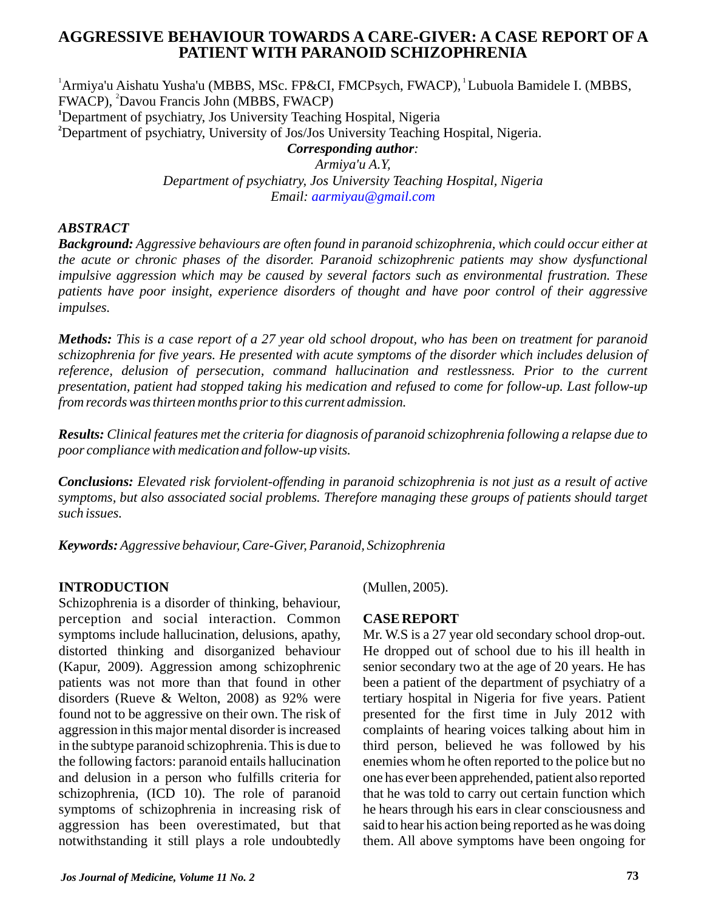# AGGRESSIVE BEHAVIOUR TOWARDS A CARE-GIVER: A CASE REPORT OF A PATIENT WITH PARANOID SCHIZOPHRENIA

[1]Armiya'u Aishatu Yusha'u (MBBS, MSc. FP&CI, FMCPsych, FWACP), [1]Lubuola Bamidele I. (MBBS, FWACP), [2]Davou Francis John (MBBS, FWACP)

[1]Department of psychiatry, Jos University Teaching Hospital, Nigeria

[2]Department of psychiatry, University of Jos/Jos University Teaching Hospital, Nigeria.

***Corresponding author:***

*Armiya'u A.Y,*

*Department of psychiatry, Jos University Teaching Hospital, Nigeria*

*Email: aarmiyau@gmail.com*

## *ABSTRACT*

***Background:*** *Aggressive behaviours are often found in paranoid schizophrenia, which could occur either at the acute or chronic phases of the disorder. Paranoid schizophrenic patients may show dysfunctional impulsive aggression which may be caused by several factors such as environmental frustration. These patients have poor insight, experience disorders of thought and have poor control of their aggressive impulses.*

***Methods:*** *This is a case report of a 27 year old school dropout, who has been on treatment for paranoid schizophrenia for five years. He presented with acute symptoms of the disorder which includes delusion of reference, delusion of persecution, command hallucination and restlessness. Prior to the current presentation, patient had stopped taking his medication and refused to come for follow-up. Last follow-up from records was thirteen months prior to this current admission.*

***Results:*** *Clinical features met the criteria for diagnosis of paranoid schizophrenia following a relapse due to poor compliance with medication and follow-up visits.*

***Conclusions:*** *Elevated risk forviolent-offending in paranoid schizophrenia is not just as a result of active symptoms, but also associated social problems. Therefore managing these groups of patients should target such issues.*

***Keywords:*** *Aggressive behaviour, Care-Giver, Paranoid, Schizophrenia*

## INTRODUCTION

Schizophrenia is a disorder of thinking, behaviour, perception and social interaction. Common symptoms include hallucination, delusions, apathy, distorted thinking and disorganized behaviour (Kapur, 2009). Aggression among schizophrenic patients was not more than that found in other disorders (Rueve & Welton, 2008) as 92% were found not to be aggressive on their own. The risk of aggression in this major mental disorder is increased in the subtype paranoid schizophrenia. This is due to the following factors: paranoid entails hallucination and delusion in a person who fulfills criteria for schizophrenia, (ICD 10). The role of paranoid symptoms of schizophrenia in increasing risk of aggression has been overestimated, but that notwithstanding it still plays a role undoubtedly (Mullen, 2005).

## CASE REPORT

Mr. W.S is a 27 year old secondary school drop-out. He dropped out of school due to his ill health in senior secondary two at the age of 20 years. He has been a patient of the department of psychiatry of a tertiary hospital in Nigeria for five years. Patient presented for the first time in July 2012 with complaints of hearing voices talking about him in third person, believed he was followed by his enemies whom he often reported to the police but no one has ever been apprehended, patient also reported that he was told to carry out certain function which he hears through his ears in clear consciousness and said to hear his action being reported as he was doing them. All above symptoms have been ongoing for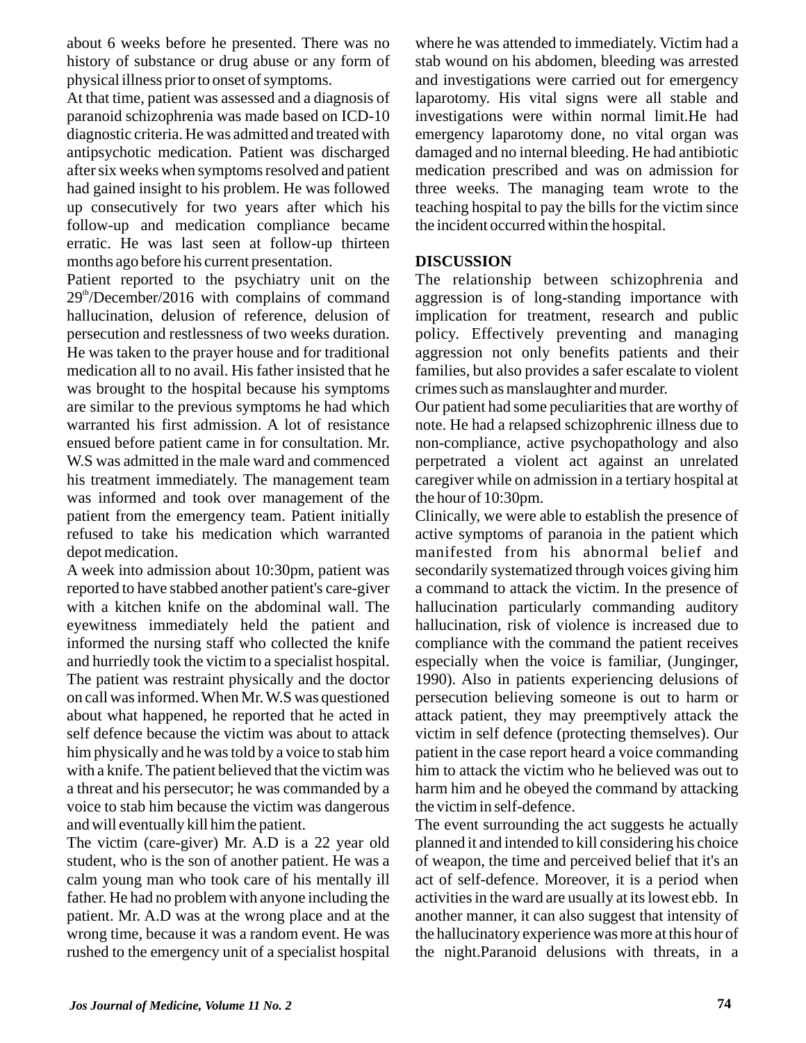about 6 weeks before he presented. There was no history of substance or drug abuse or any form of physical illness prior to onset of symptoms.

At that time, patient was assessed and a diagnosis of paranoid schizophrenia was made based on ICD-10 diagnostic criteria. He was admitted and treated with antipsychotic medication. Patient was discharged after six weeks when symptoms resolved and patient had gained insight to his problem. He was followed up consecutively for two years after which his follow-up and medication compliance became erratic. He was last seen at follow-up thirteen months ago before his current presentation.

Patient reported to the psychiatry unit on the 29th/December/2016 with complains of command hallucination, delusion of reference, delusion of persecution and restlessness of two weeks duration. He was taken to the prayer house and for traditional medication all to no avail. His father insisted that he was brought to the hospital because his symptoms are similar to the previous symptoms he had which warranted his first admission. A lot of resistance ensued before patient came in for consultation. Mr. W.S was admitted in the male ward and commenced his treatment immediately. The management team was informed and took over management of the patient from the emergency team. Patient initially refused to take his medication which warranted depot medication.

A week into admission about 10:30pm, patient was reported to have stabbed another patient's care-giver with a kitchen knife on the abdominal wall. The eyewitness immediately held the patient and informed the nursing staff who collected the knife and hurriedly took the victim to a specialist hospital. The patient was restraint physically and the doctor on call was informed. When Mr. W.S was questioned about what happened, he reported that he acted in self defence because the victim was about to attack him physically and he was told by a voice to stab him with a knife. The patient believed that the victim was a threat and his persecutor; he was commanded by a voice to stab him because the victim was dangerous and will eventually kill him the patient.

The victim (care-giver) Mr. A.D is a 22 year old student, who is the son of another patient. He was a calm young man who took care of his mentally ill father. He had no problem with anyone including the patient. Mr. A.D was at the wrong place and at the wrong time, because it was a random event. He was rushed to the emergency unit of a specialist hospital where he was attended to immediately. Victim had a stab wound on his abdomen, bleeding was arrested and investigations were carried out for emergency laparotomy. His vital signs were all stable and investigations were within normal limit.He had emergency laparotomy done, no vital organ was damaged and no internal bleeding. He had antibiotic medication prescribed and was on admission for three weeks. The managing team wrote to the teaching hospital to pay the bills for the victim since the incident occurred within the hospital.

## DISCUSSION

The relationship between schizophrenia and aggression is of long-standing importance with implication for treatment, research and public policy. Effectively preventing and managing aggression not only benefits patients and their families, but also provides a safer escalate to violent crimes such as manslaughter and murder.

Our patient had some peculiarities that are worthy of note. He had a relapsed schizophrenic illness due to non-compliance, active psychopathology and also perpetrated a violent act against an unrelated caregiver while on admission in a tertiary hospital at the hour of 10:30pm.

Clinically, we were able to establish the presence of active symptoms of paranoia in the patient which manifested from his abnormal belief and secondarily systematized through voices giving him a command to attack the victim. In the presence of hallucination particularly commanding auditory hallucination, risk of violence is increased due to compliance with the command the patient receives especially when the voice is familiar, (Junginger, 1990). Also in patients experiencing delusions of persecution believing someone is out to harm or attack patient, they may preemptively attack the victim in self defence (protecting themselves). Our patient in the case report heard a voice commanding him to attack the victim who he believed was out to harm him and he obeyed the command by attacking the victim in self-defence.

The event surrounding the act suggests he actually planned it and intended to kill considering his choice of weapon, the time and perceived belief that it's an act of self-defence. Moreover, it is a period when activities in the ward are usually at its lowest ebb. In another manner, it can also suggest that intensity of the hallucinatory experience was more at this hour of the night.Paranoid delusions with threats, in a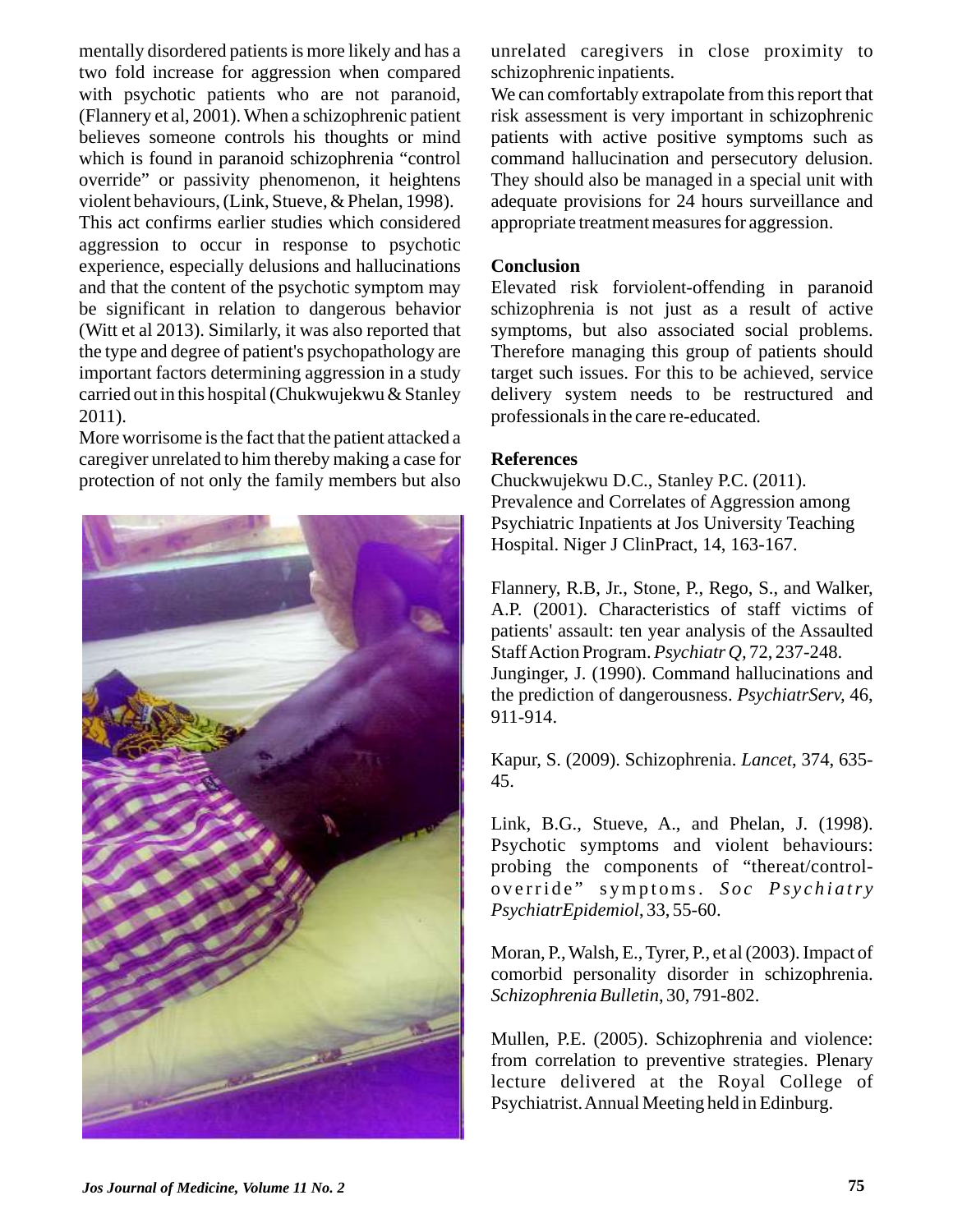mentally disordered patients is more likely and has a two fold increase for aggression when compared with psychotic patients who are not paranoid, (Flannery et al, 2001). When a schizophrenic patient believes someone controls his thoughts or mind which is found in paranoid schizophrenia "control override" or passivity phenomenon, it heightens violent behaviours, (Link, Stueve, & Phelan, 1998).

This act confirms earlier studies which considered aggression to occur in response to psychotic experience, especially delusions and hallucinations and that the content of the psychotic symptom may be significant in relation to dangerous behavior (Witt et al 2013). Similarly, it was also reported that the type and degree of patient's psychopathology are important factors determining aggression in a study carried out in this hospital (Chukwujekwu & Stanley 2011).

More worrisome is the fact that the patient attacked a caregiver unrelated to him thereby making a case for protection of not only the family members but also unrelated caregivers in close proximity to schizophrenic inpatients.

We can comfortably extrapolate from this report that risk assessment is very important in schizophrenic patients with active positive symptoms such as command hallucination and persecutory delusion. They should also be managed in a special unit with adequate provisions for 24 hours surveillance and appropriate treatment measures for aggression.

## Conclusion

Elevated risk forviolent-offending in paranoid schizophrenia is not just as a result of active symptoms, but also associated social problems. Therefore managing this group of patients should target such issues. For this to be achieved, service delivery system needs to be restructured and professionals in the care re-educated.

## References

Chuckwujekwu D.C., Stanley P.C. (2011). Prevalence and Correlates of Aggression among Psychiatric Inpatients at Jos University Teaching Hospital. Niger J ClinPract, 14, 163-167.

Flannery, R.B, Jr., Stone, P., Rego, S., and Walker, A.P. (2001). Characteristics of staff victims of patients' assault: ten year analysis of the Assaulted Staff Action Program. *Psychiatr Q,* 72, 237-248.

Junginger, J. (1990). Command hallucinations and the prediction of dangerousness. *PsychiatrServ,* 46, 911-914.

Kapur, S. (2009). Schizophrenia. *Lancet*, 374, 635-45.

Link, B.G., Stueve, A., and Phelan, J. (1998). Psychotic symptoms and violent behaviours: probing the components of "thereat/control-override" symptoms. *Soc Psychiatry PsychiatrEpidemiol*, 33, 55-60.

Moran, P., Walsh, E., Tyrer, P., et al (2003). Impact of comorbid personality disorder in schizophrenia. *Schizophrenia Bulletin*, 30, 791-802.

Mullen, P.E. (2005). Schizophrenia and violence: from correlation to preventive strategies. Plenary lecture delivered at the Royal College of Psychiatrist. Annual Meeting held in Edinburg.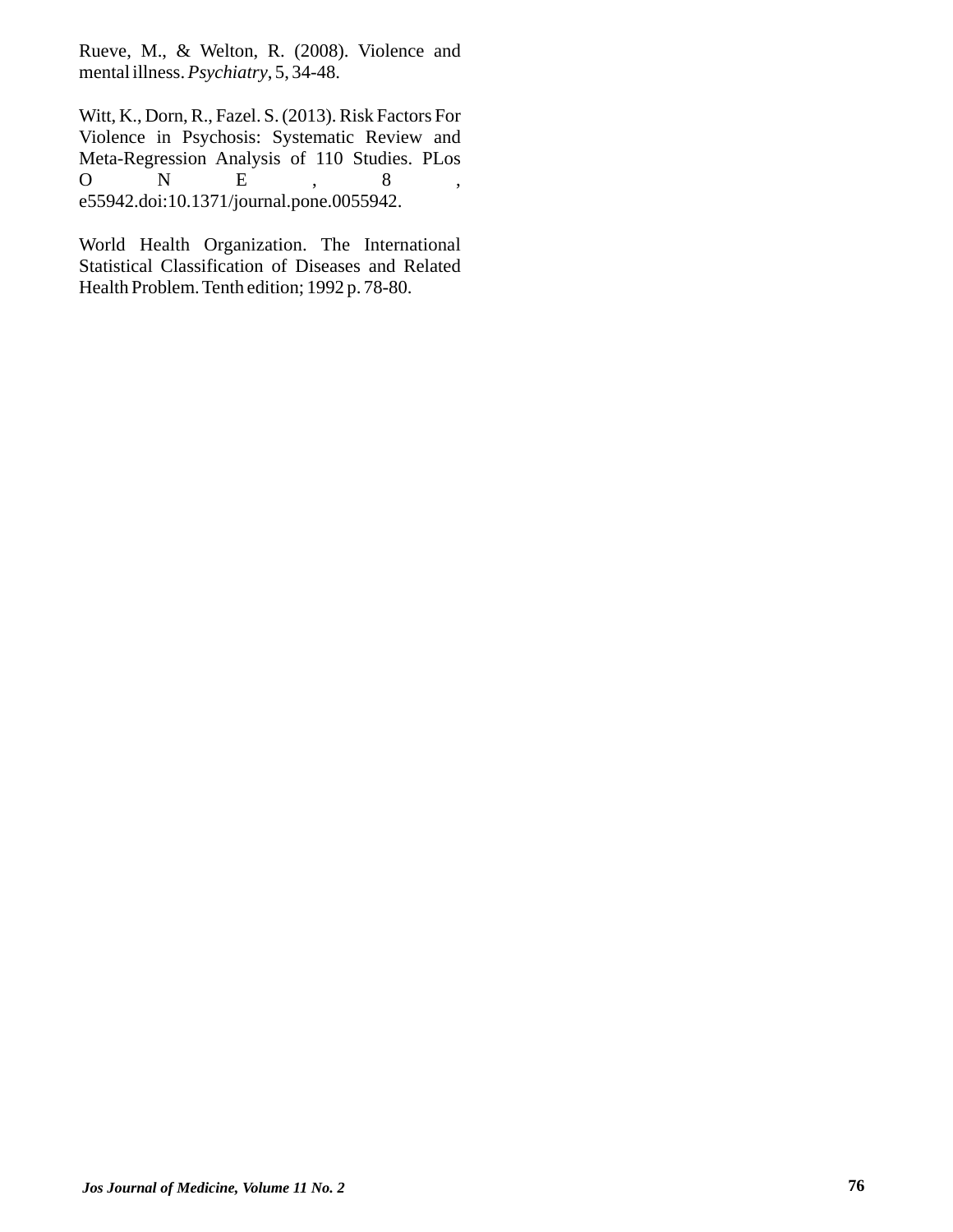Rueve, M., & Welton, R. (2008). Violence and mental illness. *Psychiatry*, 5, 34-48.

Witt, K., Dorn, R., Fazel. S. (2013). Risk Factors For Violence in Psychosis: Systematic Review and Meta-Regression Analysis of 110 Studies. PLos ONE, 8, e55942.doi:10.1371/journal.pone.0055942.

World Health Organization. The International Statistical Classification of Diseases and Related Health Problem. Tenth edition; 1992 p. 78-80.